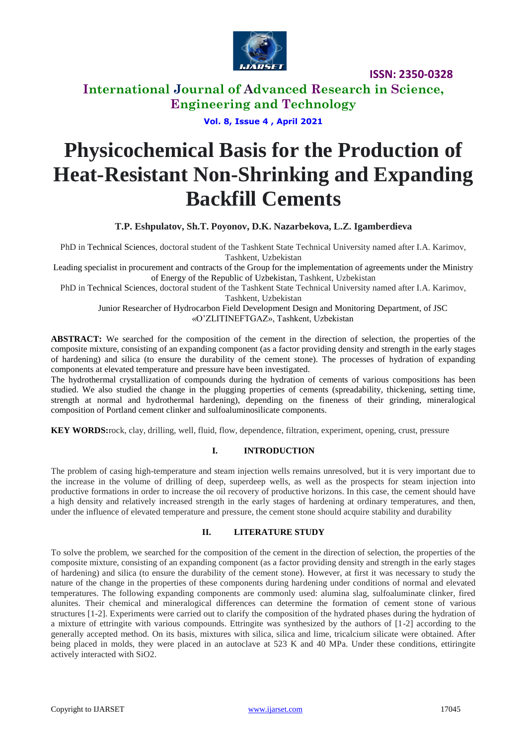# Physicochemical Basis for the Production of Heat-Resistant Non-Shrinking and Expanding Backfill Cements

**T.P. Eshpulatov, Sh.T. Poyonov, D.K. Nazarbekova, L.Z. Igamberdieva**

PhD in Technical Sciences, doctoral student of the Tashkent State Technical University named after I.A. Karimov, Tashkent, Uzbekistan

Leading specialist in procurement and contracts of the Group for the implementation of agreements under the Ministry of Energy of the Republic of Uzbekistan, Tashkent, Uzbekistan

PhD in Technical Sciences, doctoral student of the Tashkent State Technical University named after I.A. Karimov, Tashkent, Uzbekistan

Junior Researcher of Hydrocarbon Field Development Design and Monitoring Department, of JSC «O'ZLITINEFTGAZ», Tashkent, Uzbekistan

**ABSTRACT:** We searched for the composition of the cement in the direction of selection, the properties of the composite mixture, consisting of an expanding component (as a factor providing density and strength in the early stages of hardening) and silica (to ensure the durability of the cement stone). The processes of hydration of expanding components at elevated temperature and pressure have been investigated.

The hydrothermal crystallization of compounds during the hydration of cements of various compositions has been studied. We also studied the change in the plugging properties of cements (spreadability, thickening, setting time, strength at normal and hydrothermal hardening), depending on the fineness of their grinding, mineralogical composition of Portland cement clinker and sulfoaluminosilicate components.

**KEY WORDS:** rock, clay, drilling, well, fluid, flow, dependence, filtration, experiment, opening, crust, pressure

## I. INTRODUCTION

The problem of casing high-temperature and steam injection wells remains unresolved, but it is very important due to the increase in the volume of drilling of deep, superdeep wells, as well as the prospects for steam injection into productive formations in order to increase the oil recovery of productive horizons. In this case, the cement should have a high density and relatively increased strength in the early stages of hardening at ordinary temperatures, and then, under the influence of elevated temperature and pressure, the cement stone should acquire stability and durability

## II. LITERATURE STUDY

To solve the problem, we searched for the composition of the cement in the direction of selection, the properties of the composite mixture, consisting of an expanding component (as a factor providing density and strength in the early stages of hardening) and silica (to ensure the durability of the cement stone). However, at first it was necessary to study the nature of the change in the properties of these components during hardening under conditions of normal and elevated temperatures. The following expanding components are commonly used: alumina slag, sulfoaluminate clinker, fired alunites. Their chemical and mineralogical differences can determine the formation of cement stone of various structures [1-2]. Experiments were carried out to clarify the composition of the hydrated phases during the hydration of a mixture of ettringite with various compounds. Ettringite was synthesized by the authors of [1-2] according to the generally accepted method. On its basis, mixtures with silica, silica and lime, tricalcium silicate were obtained. After being placed in molds, they were placed in an autoclave at 523 K and 40 MPa. Under these conditions, ettiringite actively interacted with $SiO_2$.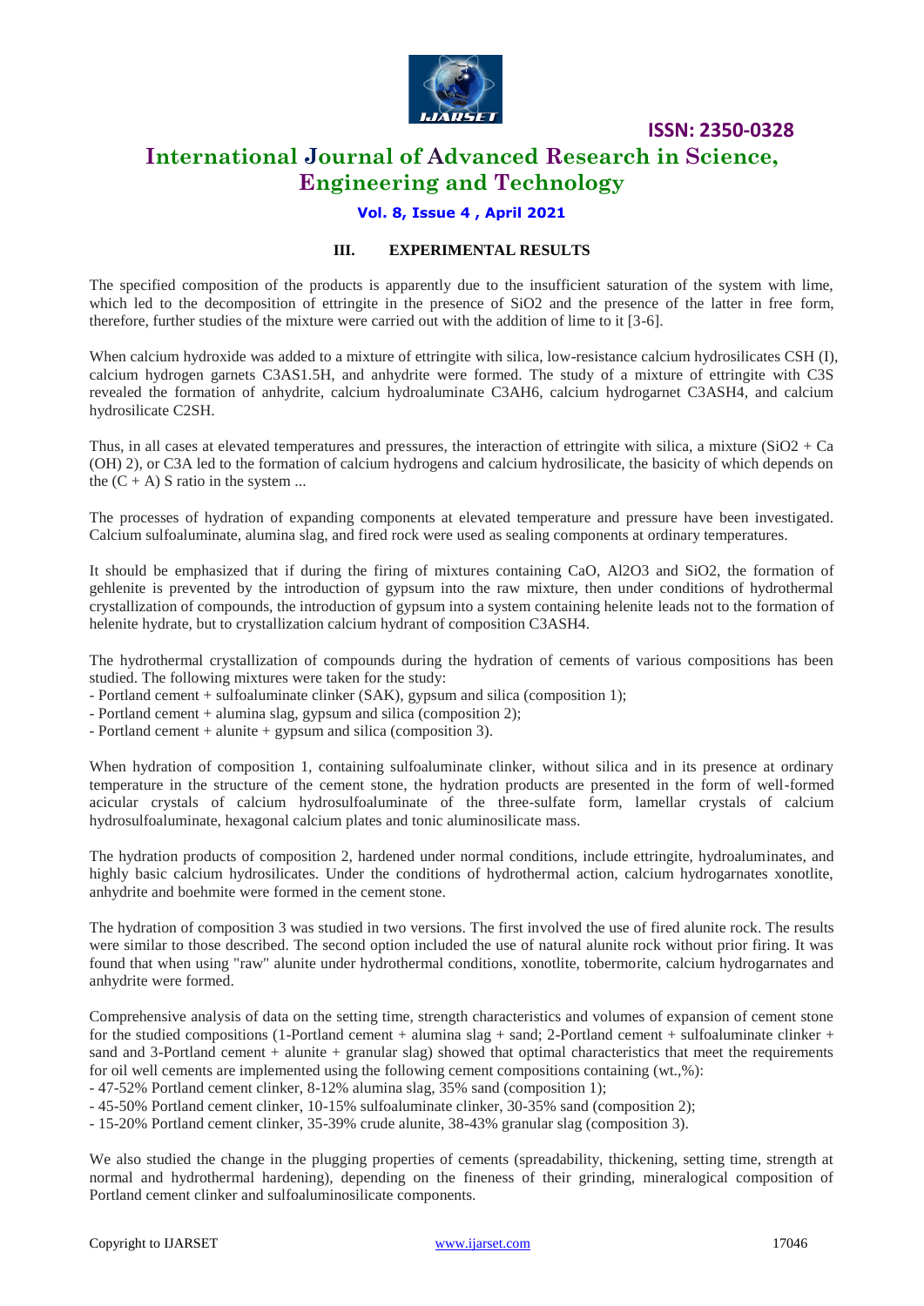### III. EXPERIMENTAL RESULTS

The specified composition of the products is apparently due to the insufficient saturation of the system with lime, which led to the decomposition of ettringite in the presence of $SiO_2$ and the presence of the latter in free form, therefore, further studies of the mixture were carried out with the addition of lime to it [3-6].

When calcium hydroxide was added to a mixture of ettringite with silica, low-resistance calcium hydrosilicates CSH (I), calcium hydrogen garnets $C_3AS_{1.5}H$, and anhydrite were formed. The study of a mixture of ettringite with $C_3S$ revealed the formation of anhydrite, calcium hydroaluminate $C_3AH_6$, calcium hydrogarnet $C_3ASH_4$, and calcium hydrosilicate $C_2SH$.

Thus, in all cases at elevated temperatures and pressures, the interaction of ettringite with silica, a mixture ($SiO_2$ + Ca $(OH)_2$), or $C_3A$ led to the formation of calcium hydrogens and calcium hydrosilicate, the basicity of which depends on the (C + A) S ratio in the system ...

The processes of hydration of expanding components at elevated temperature and pressure have been investigated. Calcium sulfoaluminate, alumina slag, and fired rock were used as sealing components at ordinary temperatures.

It should be emphasized that if during the firing of mixtures containing CaO, $Al_2O_3$ and $SiO_2$, the formation of gehlenite is prevented by the introduction of gypsum into the raw mixture, then under conditions of hydrothermal crystallization of compounds, the introduction of gypsum into a system containing helenite leads not to the formation of helenite hydrate, but to crystallization calcium hydrant of composition $C_3ASH_4$.

The hydrothermal crystallization of compounds during the hydration of cements of various compositions has been studied. The following mixtures were taken for the study:

- Portland cement + sulfoaluminate clinker (SAK), gypsum and silica (composition 1);
- Portland cement + alumina slag, gypsum and silica (composition 2);
- Portland cement + alunite + gypsum and silica (composition 3).

When hydration of composition 1, containing sulfoaluminate clinker, without silica and in its presence at ordinary temperature in the structure of the cement stone, the hydration products are presented in the form of well-formed acicular crystals of calcium hydrosulfoaluminate of the three-sulfate form, lamellar crystals of calcium hydrosulfoaluminate, hexagonal calcium plates and tonic aluminosilicate mass.

The hydration products of composition 2, hardened under normal conditions, include ettringite, hydroaluminates, and highly basic calcium hydrosilicates. Under the conditions of hydrothermal action, calcium hydrogarnates xonotlite, anhydrite and boehmite were formed in the cement stone.

The hydration of composition 3 was studied in two versions. The first involved the use of fired alunite rock. The results were similar to those described. The second option included the use of natural alunite rock without prior firing. It was found that when using "raw" alunite under hydrothermal conditions, xonotlite, tobermorite, calcium hydrogarnates and anhydrite were formed.

Comprehensive analysis of data on the setting time, strength characteristics and volumes of expansion of cement stone for the studied compositions (1-Portland cement + alumina slag + sand; 2-Portland cement + sulfoaluminate clinker + sand and 3-Portland cement + alunite + granular slag) showed that optimal characteristics that meet the requirements for oil well cements are implemented using the following cement compositions containing (wt.,%):

- 47-52% Portland cement clinker, 8-12% alumina slag, 35% sand (composition 1);
- 45-50% Portland cement clinker, 10-15% sulfoaluminate clinker, 30-35% sand (composition 2);
- 15-20% Portland cement clinker, 35-39% crude alunite, 38-43% granular slag (composition 3).

We also studied the change in the plugging properties of cements (spreadability, thickening, setting time, strength at normal and hydrothermal hardening), depending on the fineness of their grinding, mineralogical composition of Portland cement clinker and sulfoaluminosilicate components.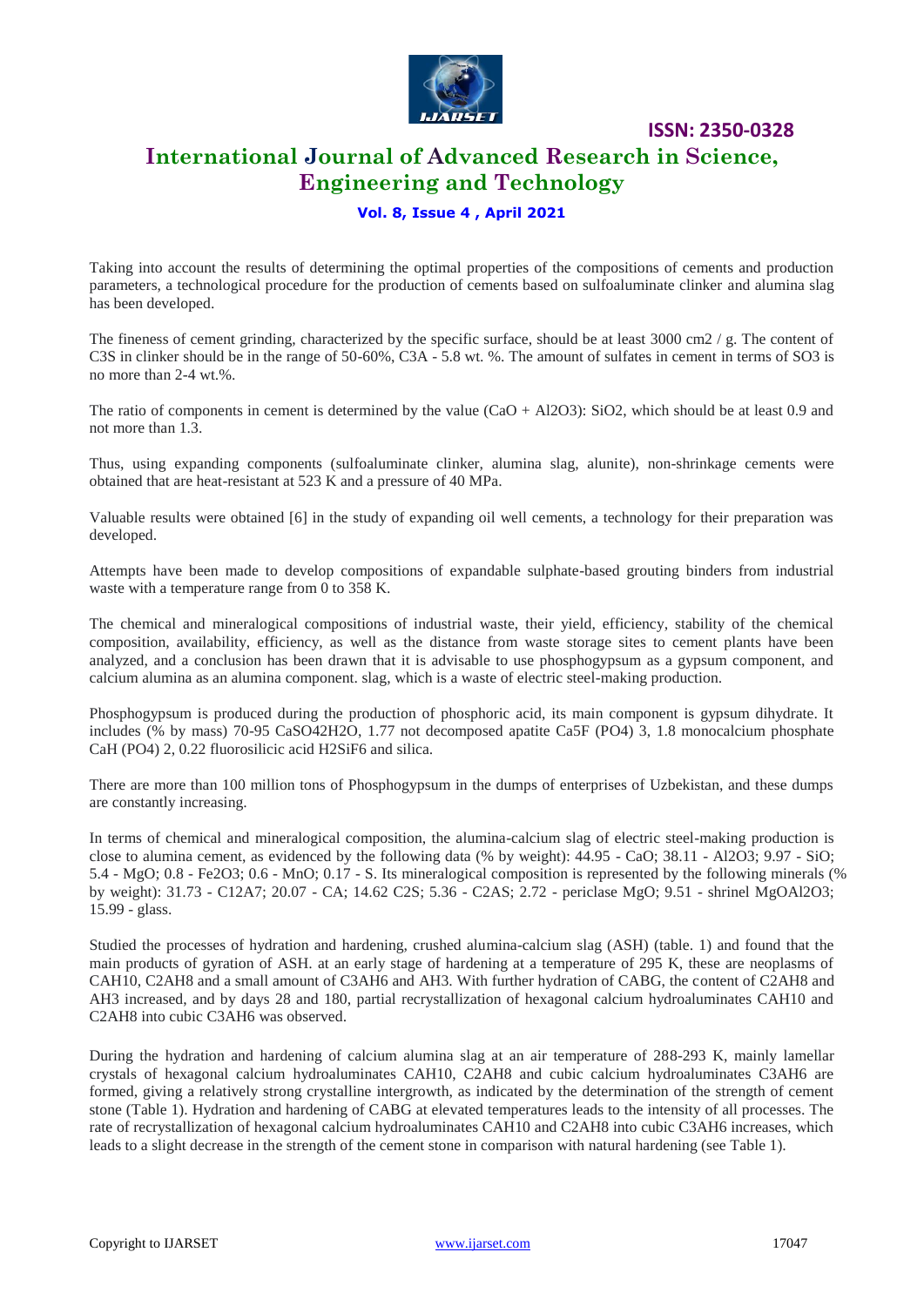Taking into account the results of determining the optimal properties of the compositions of cements and production parameters, a technological procedure for the production of cements based on sulfoaluminate clinker and alumina slag has been developed.

The fineness of cement grinding, characterized by the specific surface, should be at least 3000 cm2 / g. The content of $C_3S$ in clinker should be in the range of 50-60%, $C_3A$ - 5.8 wt. %. The amount of sulfates in cement in terms of $SO_3$ is no more than 2-4 wt.%.

The ratio of components in cement is determined by the value ($CaO + Al_2O_3$): $SiO_2$, which should be at least 0.9 and not more than 1.3.

Thus, using expanding components (sulfoaluminate clinker, alumina slag, alunite), non-shrinkage cements were obtained that are heat-resistant at 523 K and a pressure of 40 MPa.

Valuable results were obtained [6] in the study of expanding oil well cements, a technology for their preparation was developed.

Attempts have been made to develop compositions of expandable sulphate-based grouting binders from industrial waste with a temperature range from 0 to 358 K.

The chemical and mineralogical compositions of industrial waste, their yield, efficiency, stability of the chemical composition, availability, efficiency, as well as the distance from waste storage sites to cement plants have been analyzed, and a conclusion has been drawn that it is advisable to use phosphogypsum as a gypsum component, and calcium alumina as an alumina component. slag, which is a waste of electric steel-making production.

Phosphogypsum is produced during the production of phosphoric acid, its main component is gypsum dihydrate. It includes (% by mass) 70-95 $CaSO_4 2H_2O$, 1.77 not decomposed apatite $Ca_5F(PO_4)_3$, 1.8 monocalcium phosphate $CaH(PO_4)_2$, 0.22 fluorosilicic acid $H_2SiF_6$ and silica.

There are more than 100 million tons of Phosphogypsum in the dumps of enterprises of Uzbekistan, and these dumps are constantly increasing.

In terms of chemical and mineralogical composition, the alumina-calcium slag of electric steel-making production is close to alumina cement, as evidenced by the following data (% by weight): 44.95 - CaO; 38.11 - $Al_2O_3$; 9.97 - SiO; 5.4 - MgO; 0.8 - $Fe_2O_3$; 0.6 - MnO; 0.17 - S. Its mineralogical composition is represented by the following minerals (% by weight): 31.73 - $C_{12}A_7$; 20.07 - CA; 14.62 $C_2S$; 5.36 - $C_2AS$; 2.72 - periclase MgO; 9.51 - shrinel $MgOAl_2O_3$; 15.99 - glass.

Studied the processes of hydration and hardening, crushed alumina-calcium slag (ASH) (table. 1) and found that the main products of gyration of ASH. at an early stage of hardening at a temperature of 295 K, these are neoplasms of $CAH_{10}$, $C_2AH_8$ and a small amount of $C_3AH_6$ and $AH_3$. With further hydration of CABG, the content of $C_2AH_8$ and $AH_3$ increased, and by days 28 and 180, partial recrystallization of hexagonal calcium hydroaluminates $CAH_{10}$ and $C_2AH_8$ into cubic $C_3AH_6$ was observed.

During the hydration and hardening of calcium alumina slag at an air temperature of 288-293 K, mainly lamellar crystals of hexagonal calcium hydroaluminates $CAH_{10}$, $C_2AH_8$ and cubic calcium hydroaluminates $C_3AH_6$ are formed, giving a relatively strong crystalline intergrowth, as indicated by the determination of the strength of cement stone (Table 1). Hydration and hardening of CABG at elevated temperatures leads to the intensity of all processes. The rate of recrystallization of hexagonal calcium hydroaluminates $CAH_{10}$ and $C_2AH_8$ into cubic $C_3AH_6$ increases, which leads to a slight decrease in the strength of the cement stone in comparison with natural hardening (see Table 1).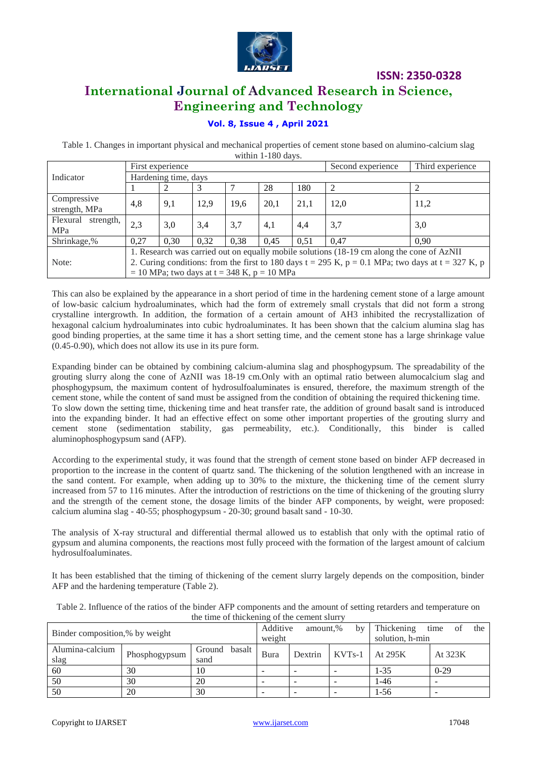Table 1. Changes in important physical and mechanical properties of cement stone based on alumino-calcium slag within 1-180 days.

| Indicator | First experience | | | | | | Second experience | Third experience |
|---|---|---|---|---|---|---|---|---|
| | Hardening time, days | | | | | | | |
| | 1 | 2 | 3 | 7 | 28 | 180 | 2 | 2 |
| Compressive strength, MPa | 4,8 | 9,1 | 12,9 | 19,6 | 20,1 | 21,1 | 12,0 | 11,2 |
| Flexural strength, MPa | 2,3 | 3,0 | 3,4 | 3,7 | 4,1 | 4,4 | 3,7 | 3,0 |
| Shrinkage,% | 0,27 | 0,30 | 0,32 | 0,38 | 0,45 | 0,51 | 0,47 | 0,90 |
| Note: | 1. Research was carried out on equally mobile solutions (18-19 cm along the cone of AzNII 2. Curing conditions: from the first to 180 days t = 295 K, p = 0.1 MPa; two days at t = 327 K, p = 10 MPa; two days at t = 348 K, p = 10 MPa | | | | | | | |

This can also be explained by the appearance in a short period of time in the hardening cement stone of a large amount of low-basic calcium hydroaluminates, which had the form of extremely small crystals that did not form a strong crystalline intergrowth. In addition, the formation of a certain amount of AH3 inhibited the recrystallization of hexagonal calcium hydroaluminates into cubic hydroaluminates. It has been shown that the calcium alumina has good binding properties, at the same time it has a short setting time, and the cement stone has a large shrinkage value (0.45-0.90), which does not allow its use in its pure form.

Expanding binder can be obtained by combining calcium-alumina slag and phosphogypsum. The spreadability of the grouting slurry along the cone of AzNII was 18-19 cm.Only with an optimal ratio between alumocalcium slag and phosphogypsum, the maximum content of hydrosulfoaluminates is ensured, therefore, the maximum strength of the cement stone, while the content of sand must be assigned from the condition of obtaining the required thickening time.
To slow down the setting time, thickening time and heat transfer rate, the addition of ground basalt sand is introduced into the expanding binder. It had an effective effect on some other important properties of the grouting slurry and cement stone (sedimentation stability, gas permeability, etc.). Conditionally, this binder is called aluminophosphogypsum sand (AFP).

According to the experimental study, it was found that the strength of cement stone based on binder AFP decreased in proportion to the increase in the content of quartz sand. The thickening of the solution lengthened with an increase in the sand content. For example, when adding up to 30% to the mixture, the thickening time of the cement slurry increased from 57 to 116 minutes. After the introduction of restrictions on the time of thickening of the grouting slurry and the strength of the cement stone, the dosage limits of the binder AFP components, by weight, were proposed: calcium alumina slag - 40-55; phosphogypsum - 20-30; ground basalt sand - 10-30.

The analysis of X-ray structural and differential thermal allowed us to establish that only with the optimal ratio of gypsum and alumina components, the reactions most fully proceed with the formation of the largest amount of calcium hydrosulfoaluminates.

It has been established that the timing of thickening of the cement slurry largely depends on the composition, binder AFP and the hardening temperature (Table 2).

Table 2. Influence of the ratios of the binder AFP components and the amount of setting retarders and temperature on the time of thickening of the cement slurry

| Binder composition,% by weight | | | Additive amount,% by weight | | | Thickening time of the solution, h-min | |
|---|---|---|---|---|---|---|---|
| Alumina-calcium slag | Phosphogypsum | Ground basalt sand | Bura | Dextrin | KVTs-1 | At 295K | At 323K |
| 60 | 30 | 10 | - | - | - | 1-35 | 0-29 |
| 50 | 30 | 20 | - | - | - | 1-46 | - |
| 50 | 20 | 30 | - | - | - | 1-56 | - |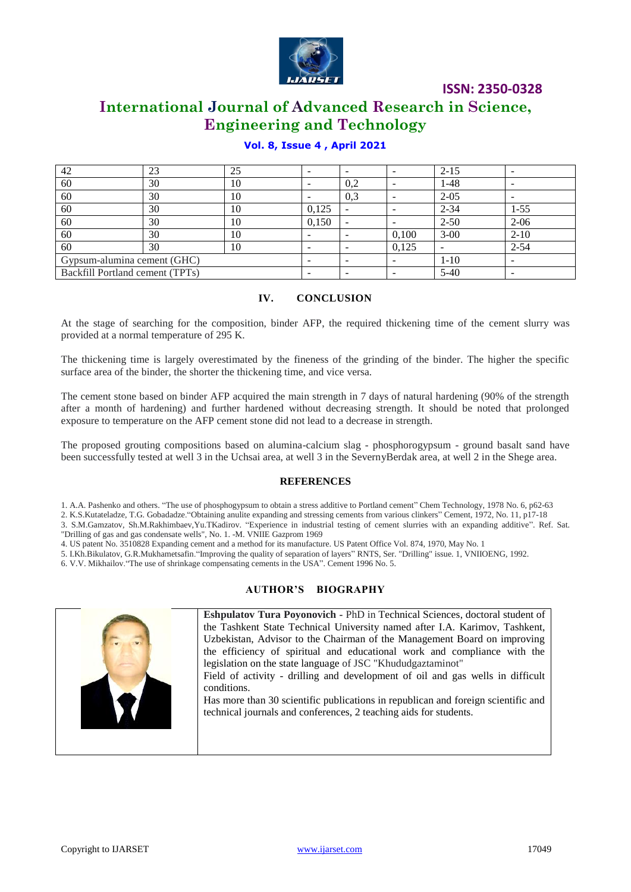| 42 | 23 | 25 | - | - | - | 2-15 | - |
|---|---|---|---|---|---|---|---|
| 60 | 30 | 10 | - | 0,2 | - | 1-48 | - |
| 60 | 30 | 10 | - | 0,3 | - | 2-05 | - |
| 60 | 30 | 10 | 0,125 | - | - | 2-34 | 1-55 |
| 60 | 30 | 10 | 0,150 | - | - | 2-50 | 2-06 |
| 60 | 30 | 10 | - | - | 0,100 | 3-00 | 2-10 |
| 60 | 30 | 10 | - | - | 0,125 | - | 2-54 |
| Gypsum-alumina cement (GHC) | | | - | - | - | 1-10 | - |
| Backfill Portland cement (TPTs) | | | - | - | - | 5-40 | - |

## IV. CONCLUSION

At the stage of searching for the composition, binder AFP, the required thickening time of the cement slurry was provided at a normal temperature of 295 K.

The thickening time is largely overestimated by the fineness of the grinding of the binder. The higher the specific surface area of the binder, the shorter the thickening time, and vice versa.

The cement stone based on binder AFP acquired the main strength in 7 days of natural hardening (90% of the strength after a month of hardening) and further hardened without decreasing strength. It should be noted that prolonged exposure to temperature on the AFP cement stone did not lead to a decrease in strength.

The proposed grouting compositions based on alumina-calcium slag - phosphorogypsum - ground basalt sand have been successfully tested at well 3 in the Uchsai area, at well 3 in the SevernyBerdak area, at well 2 in the Shege area.

## REFERENCES

1. A.A. Pashenko and others. "The use of phosphogypsum to obtain a stress additive to Portland cement" Chem Technology, 1978 No. 6, p62-63
2. K.S.Kutateladze, T.G. Gobadadze."Obtaining anulite expanding and stressing cements from various clinkers" Cement, 1972, No. 11, p17-18
3. S.M.Gamzatov, Sh.M.Rakhimbaev,Yu.TKadirov. "Experience in industrial testing of cement slurries with an expanding additive". Ref. Sat. "Drilling of gas and gas condensate wells", No. 1. -M. VNIIE Gazprom 1969
4. US patent No. 3510828 Expanding cement and a method for its manufacture. US Patent Office Vol. 874, 1970, May No. 1
5. I.Kh.Bikulatov, G.R.Mukhametsafin."Improving the quality of separation of layers" RNTS, Ser. "Drilling" issue. 1, VNIIOENG, 1992.
6. V.V. Mikhailov."The use of shrinkage compensating cements in the USA". Cement 1996 No. 5.

## AUTHOR'S BIOGRAPHY

**Eshpulatov Tura Poyonovich** - PhD in Technical Sciences, doctoral student of the Tashkent State Technical University named after I.A. Karimov, Tashkent, Uzbekistan, Advisor to the Chairman of the Management Board on improving the efficiency of spiritual and educational work and compliance with the legislation on the state language of JSC "Khududgaztaminot"

Field of activity - drilling and development of oil and gas wells in difficult conditions.

Has more than 30 scientific publications in republican and foreign scientific and technical journals and conferences, 2 teaching aids for students.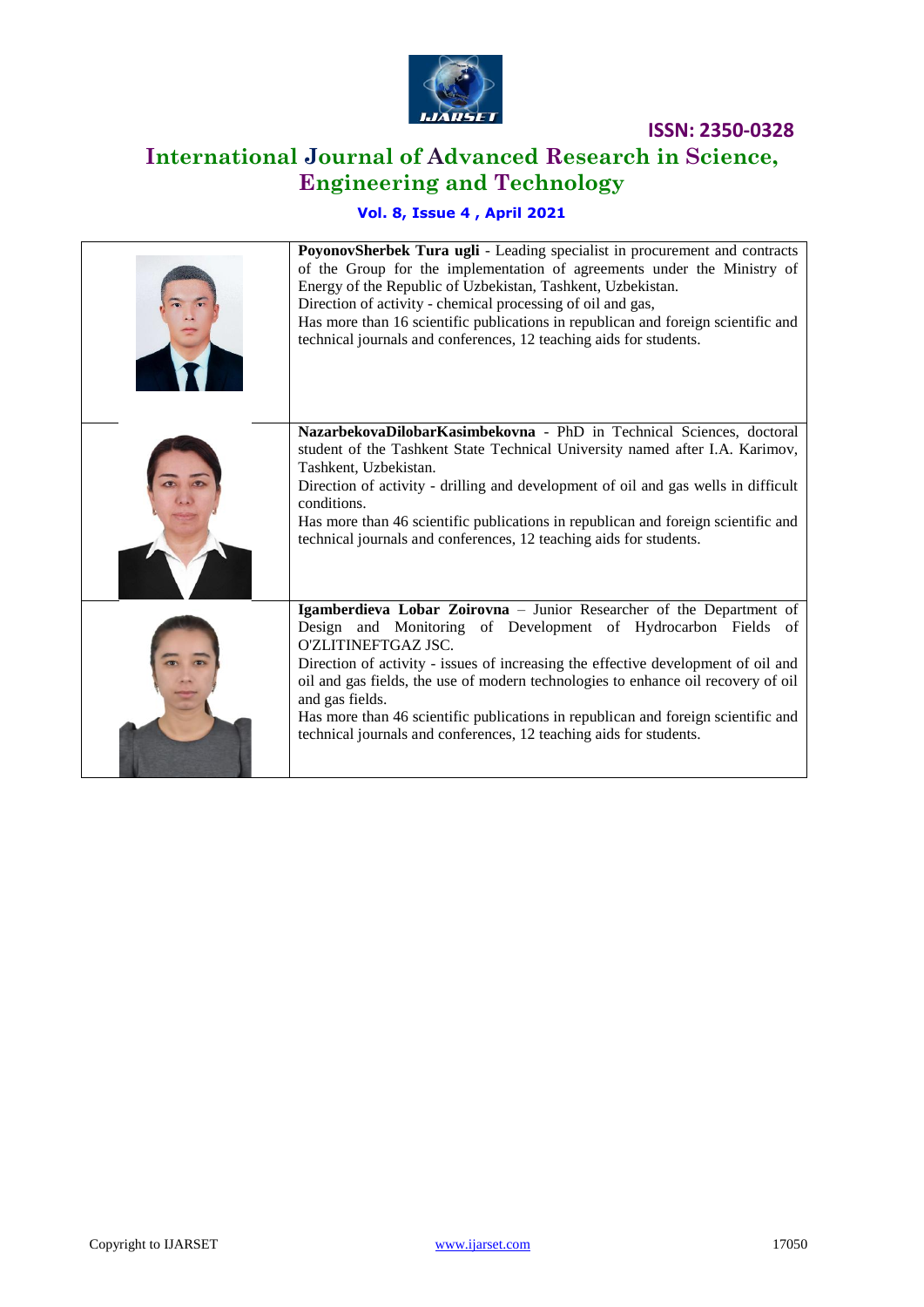| | |
|---|---|
| | **PoyonovSherbek Tura ugli** - Leading specialist in procurement and contracts of the Group for the implementation of agreements under the Ministry of Energy of the Republic of Uzbekistan, Tashkent, Uzbekistan.<br>Direction of activity - chemical processing of oil and gas,<br>Has more than 16 scientific publications in republican and foreign scientific and technical journals and conferences, 12 teaching aids for students. |
| | **NazarbekovaDilobarKasimbekovna** - PhD in Technical Sciences, doctoral student of the Tashkent State Technical University named after I.A. Karimov, Tashkent, Uzbekistan.<br>Direction of activity - drilling and development of oil and gas wells in difficult conditions.<br>Has more than 46 scientific publications in republican and foreign scientific and technical journals and conferences, 12 teaching aids for students. |
| | **Igamberdieva Lobar Zoirovna** – Junior Researcher of the Department of Design and Monitoring of Development of Hydrocarbon Fields of O'ZLITINEFTGAZ JSC.<br>Direction of activity - issues of increasing the effective development of oil and oil and gas fields, the use of modern technologies to enhance oil recovery of oil and gas fields.<br>Has more than 46 scientific publications in republican and foreign scientific and technical journals and conferences, 12 teaching aids for students. |